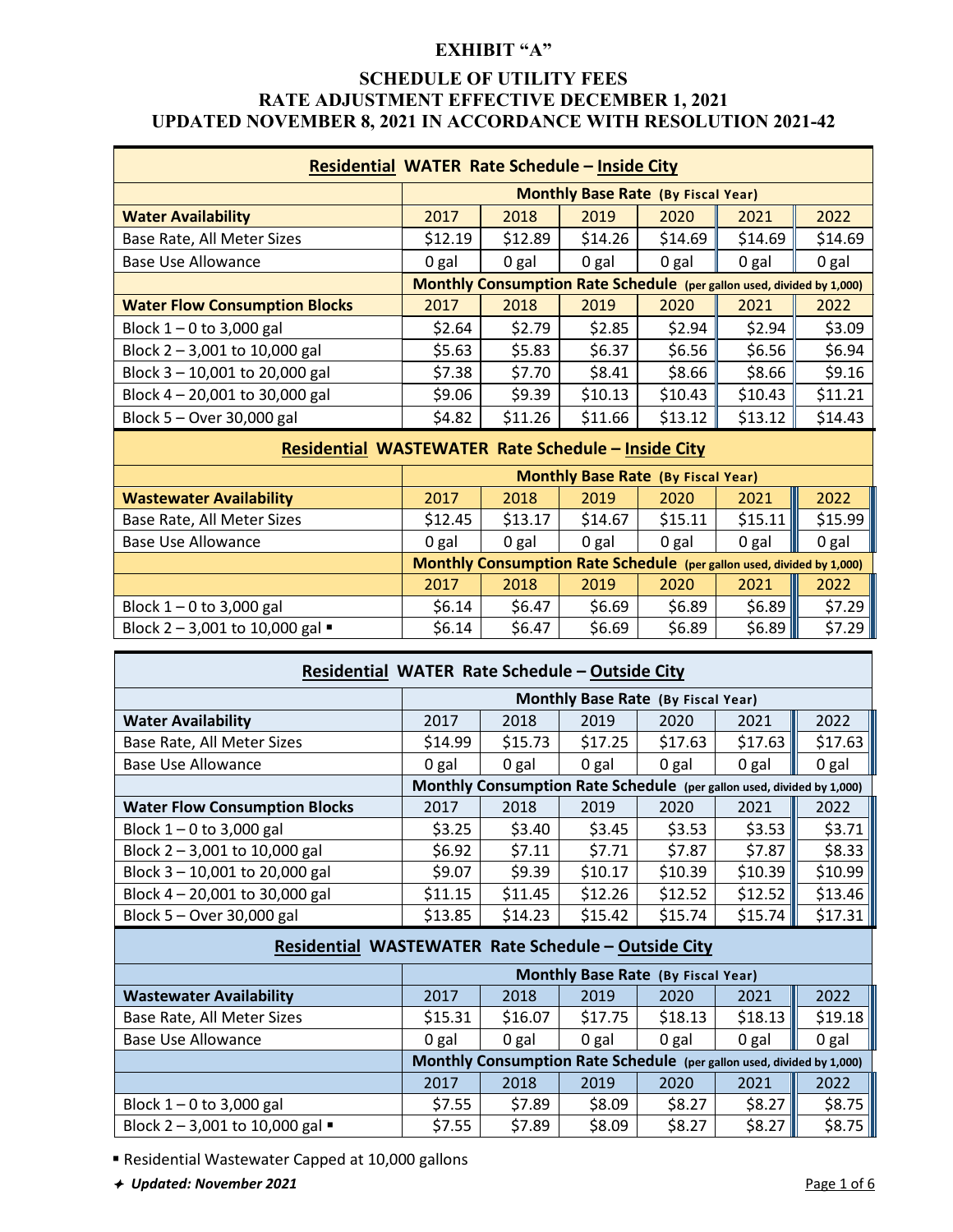# EXHIBIT "A"

## SCHEDULE OF UTILITY FEES
## RATE ADJUSTMENT EFFECTIVE DECEMBER 1, 2021
## UPDATED NOVEMBER 8, 2021 IN ACCORDANCE WITH RESOLUTION 2021-42

| **Residential WATER Rate Schedule – Inside City** | | | | | | |
|---|---|---|---|---|---|---|
| | **Monthly Base Rate (By Fiscal Year)** | | | | | |
| **Water Availability** | 2017 | 2018 | 2019 | 2020 | 2021 | 2022 |
| Base Rate, All Meter Sizes | $12.19 | $12.89 | $14.26 | $14.69 | $14.69 | $14.69 |
| Base Use Allowance | 0 gal | 0 gal | 0 gal | 0 gal | 0 gal | 0 gal |
| | **Monthly Consumption Rate Schedule (per gallon used, divided by 1,000)** | | | | | |
| **Water Flow Consumption Blocks** | 2017 | 2018 | 2019 | 2020 | 2021 | 2022 |
| Block 1 – 0 to 3,000 gal | $2.64 | $2.79 | $2.85 | $2.94 | $2.94 | $3.09 |
| Block 2 – 3,001 to 10,000 gal | $5.63 | $5.83 | $6.37 | $6.56 | $6.56 | $6.94 |
| Block 3 – 10,001 to 20,000 gal | $7.38 | $7.70 | $8.41 | $8.66 | $8.66 | $9.16 |
| Block 4 – 20,001 to 30,000 gal | $9.06 | $9.39 | $10.13 | $10.43 | $10.43 | $11.21 |
| Block 5 – Over 30,000 gal | $4.82 | $11.26 | $11.66 | $13.12 | $13.12 | $14.43 |

| **Residential WASTEWATER Rate Schedule – Inside City** | | | | | | |
|---|---|---|---|---|---|---|
| | **Monthly Base Rate (By Fiscal Year)** | | | | | |
| **Wastewater Availability** | 2017 | 2018 | 2019 | 2020 | 2021 | 2022 |
| Base Rate, All Meter Sizes | $12.45 | $13.17 | $14.67 | $15.11 | $15.11 | $15.99 |
| Base Use Allowance | 0 gal | 0 gal | 0 gal | 0 gal | 0 gal | 0 gal |
| | **Monthly Consumption Rate Schedule (per gallon used, divided by 1,000)** | | | | | |
| | 2017 | 2018 | 2019 | 2020 | 2021 | 2022 |
| Block 1 – 0 to 3,000 gal | $6.14 | $6.47 | $6.69 | $6.89 | $6.89 | $7.29 |
| Block 2 – 3,001 to 10,000 gal ▪ | $6.14 | $6.47 | $6.69 | $6.89 | $6.89 | $7.29 |

| **Residential WATER Rate Schedule – Outside City** | | | | | | |
|---|---|---|---|---|---|---|
| | **Monthly Base Rate (By Fiscal Year)** | | | | | |
| **Water Availability** | 2017 | 2018 | 2019 | 2020 | 2021 | 2022 |
| Base Rate, All Meter Sizes | $14.99 | $15.73 | $17.25 | $17.63 | $17.63 | $17.63 |
| Base Use Allowance | 0 gal | 0 gal | 0 gal | 0 gal | 0 gal | 0 gal |
| | **Monthly Consumption Rate Schedule (per gallon used, divided by 1,000)** | | | | | |
| **Water Flow Consumption Blocks** | 2017 | 2018 | 2019 | 2020 | 2021 | 2022 |
| Block 1 – 0 to 3,000 gal | $3.25 | $3.40 | $3.45 | $3.53 | $3.53 | $3.71 |
| Block 2 – 3,001 to 10,000 gal | $6.92 | $7.11 | $7.71 | $7.87 | $7.87 | $8.33 |
| Block 3 – 10,001 to 20,000 gal | $9.07 | $9.39 | $10.17 | $10.39 | $10.39 | $10.99 |
| Block 4 – 20,001 to 30,000 gal | $11.15 | $11.45 | $12.26 | $12.52 | $12.52 | $13.46 |
| Block 5 – Over 30,000 gal | $13.85 | $14.23 | $15.42 | $15.74 | $15.74 | $17.31 |

| **Residential WASTEWATER Rate Schedule – Outside City** | | | | | | |
|---|---|---|---|---|---|---|
| | **Monthly Base Rate (By Fiscal Year)** | | | | | |
| **Wastewater Availability** | 2017 | 2018 | 2019 | 2020 | 2021 | 2022 |
| Base Rate, All Meter Sizes | $15.31 | $16.07 | $17.75 | $18.13 | $18.13 | $19.18 |
| Base Use Allowance | 0 gal | 0 gal | 0 gal | 0 gal | 0 gal | 0 gal |
| | **Monthly Consumption Rate Schedule (per gallon used, divided by 1,000)** | | | | | |
| | 2017 | 2018 | 2019 | 2020 | 2021 | 2022 |
| Block 1 – 0 to 3,000 gal | $7.55 | $7.89 | $8.09 | $8.27 | $8.27 | $8.75 |
| Block 2 – 3,001 to 10,000 gal ▪ | $7.55 | $7.89 | $8.09 | $8.27 | $8.27 | $8.75 |

▪ Residential Wastewater Capped at 10,000 gallons

✦ *Updated: November 2021*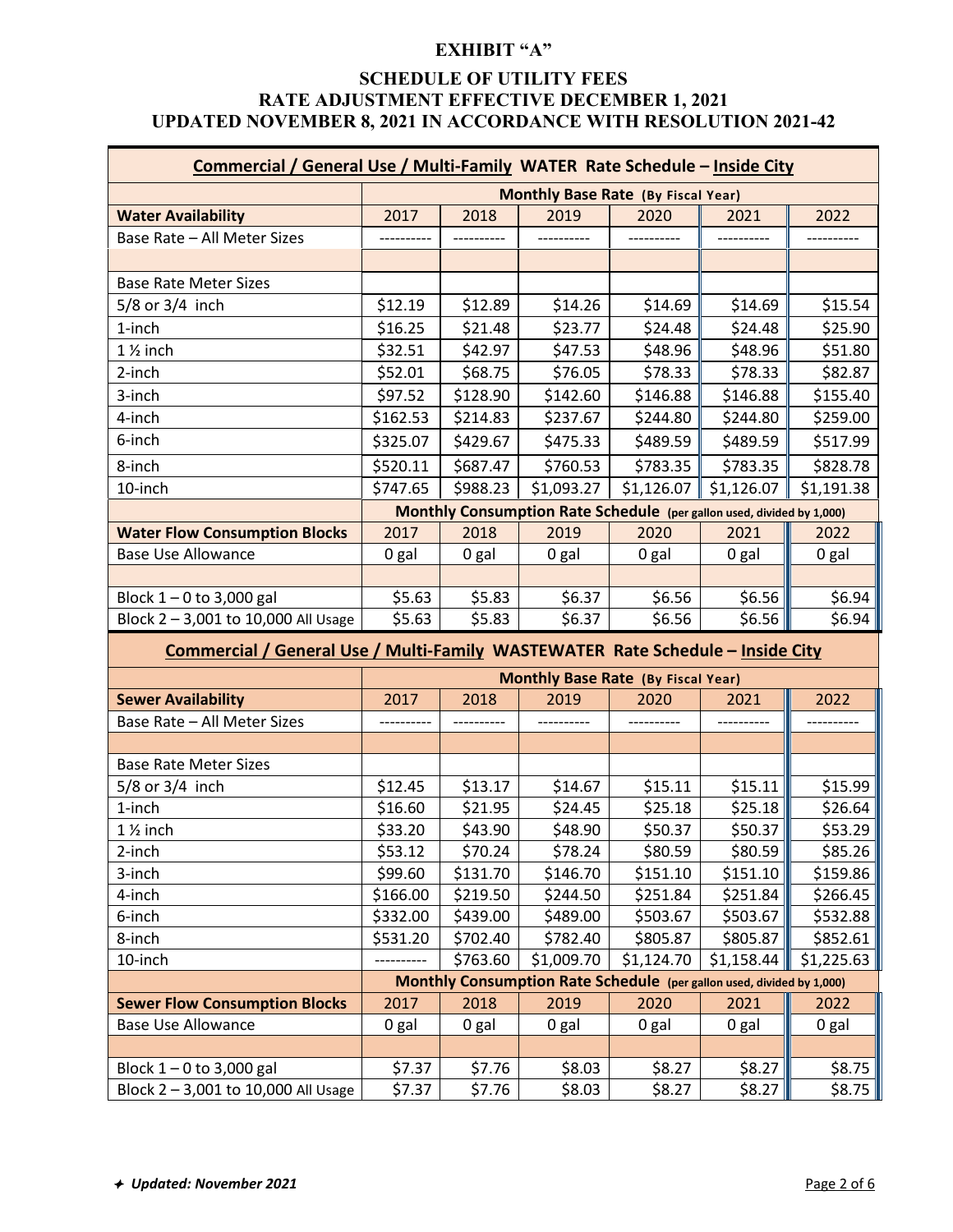**EXHIBIT "A"**

**SCHEDULE OF UTILITY FEES**
**RATE ADJUSTMENT EFFECTIVE DECEMBER 1, 2021**
**UPDATED NOVEMBER 8, 2021 IN ACCORDANCE WITH RESOLUTION 2021-42**

| **Commercial / General Use / Multi-Family WATER Rate Schedule – Inside City** | | | | | | |
|---|---|---|---|---|---|---|
| | **Monthly Base Rate (By Fiscal Year)** | | | | | |
| **Water Availability** | 2017 | 2018 | 2019 | 2020 | 2021 | 2022 |
| Base Rate – All Meter Sizes | ---------- | ---------- | ---------- | ---------- | ---------- | ---------- |
| | | | | | | |
| Base Rate Meter Sizes | | | | | | |
| 5/8 or 3/4 inch | $12.19 | $12.89 | $14.26 | $14.69 | $14.69 | $15.54 |
| 1-inch | $16.25 | $21.48 | $23.77 | $24.48 | $24.48 | $25.90 |
| 1 ½ inch | $32.51 | $42.97 | $47.53 | $48.96 | $48.96 | $51.80 |
| 2-inch | $52.01 | $68.75 | $76.05 | $78.33 | $78.33 | $82.87 |
| 3-inch | $97.52 | $128.90 | $142.60 | $146.88 | $146.88 | $155.40 |
| 4-inch | $162.53 | $214.83 | $237.67 | $244.80 | $244.80 | $259.00 |
| 6-inch | $325.07 | $429.67 | $475.33 | $489.59 | $489.59 | $517.99 |
| 8-inch | $520.11 | $687.47 | $760.53 | $783.35 | $783.35 | $828.78 |
| 10-inch | $747.65 | $988.23 | $1,093.27 | $1,126.07 | $1,126.07 | $1,191.38 |
| | **Monthly Consumption Rate Schedule (per gallon used, divided by 1,000)** | | | | | |
| **Water Flow Consumption Blocks** | 2017 | 2018 | 2019 | 2020 | 2021 | 2022 |
| Base Use Allowance | 0 gal | 0 gal | 0 gal | 0 gal | 0 gal | 0 gal |
| | | | | | | |
| Block 1 – 0 to 3,000 gal | $5.63 | $5.83 | $6.37 | $6.56 | $6.56 | $6.94 |
| Block 2 – 3,001 to 10,000 All Usage | $5.63 | $5.83 | $6.37 | $6.56 | $6.56 | $6.94 |

| **Commercial / General Use / Multi-Family WASTEWATER Rate Schedule – Inside City** | | | | | | |
|---|---|---|---|---|---|---|
| | **Monthly Base Rate (By Fiscal Year)** | | | | | |
| **Sewer Availability** | 2017 | 2018 | 2019 | 2020 | 2021 | 2022 |
| Base Rate – All Meter Sizes | ---------- | ---------- | ---------- | ---------- | ---------- | ---------- |
| | | | | | | |
| Base Rate Meter Sizes | | | | | | |
| 5/8 or 3/4 inch | $12.45 | $13.17 | $14.67 | $15.11 | $15.11 | $15.99 |
| 1-inch | $16.60 | $21.95 | $24.45 | $25.18 | $25.18 | $26.64 |
| 1 ½ inch | $33.20 | $43.90 | $48.90 | $50.37 | $50.37 | $53.29 |
| 2-inch | $53.12 | $70.24 | $78.24 | $80.59 | $80.59 | $85.26 |
| 3-inch | $99.60 | $131.70 | $146.70 | $151.10 | $151.10 | $159.86 |
| 4-inch | $166.00 | $219.50 | $244.50 | $251.84 | $251.84 | $266.45 |
| 6-inch | $332.00 | $439.00 | $489.00 | $503.67 | $503.67 | $532.88 |
| 8-inch | $531.20 | $702.40 | $782.40 | $805.87 | $805.87 | $852.61 |
| 10-inch | ---------- | $763.60 | $1,009.70 | $1,124.70 | $1,158.44 | $1,225.63 |
| | **Monthly Consumption Rate Schedule (per gallon used, divided by 1,000)** | | | | | |
| **Sewer Flow Consumption Blocks** | 2017 | 2018 | 2019 | 2020 | 2021 | 2022 |
| Base Use Allowance | 0 gal | 0 gal | 0 gal | 0 gal | 0 gal | 0 gal |
| | | | | | | |
| Block 1 – 0 to 3,000 gal | $7.37 | $7.76 | $8.03 | $8.27 | $8.27 | $8.75 |
| Block 2 – 3,001 to 10,000 All Usage | $7.37 | $7.76 | $8.03 | $8.27 | $8.27 | $8.75 |

✦ *Updated: November 2021*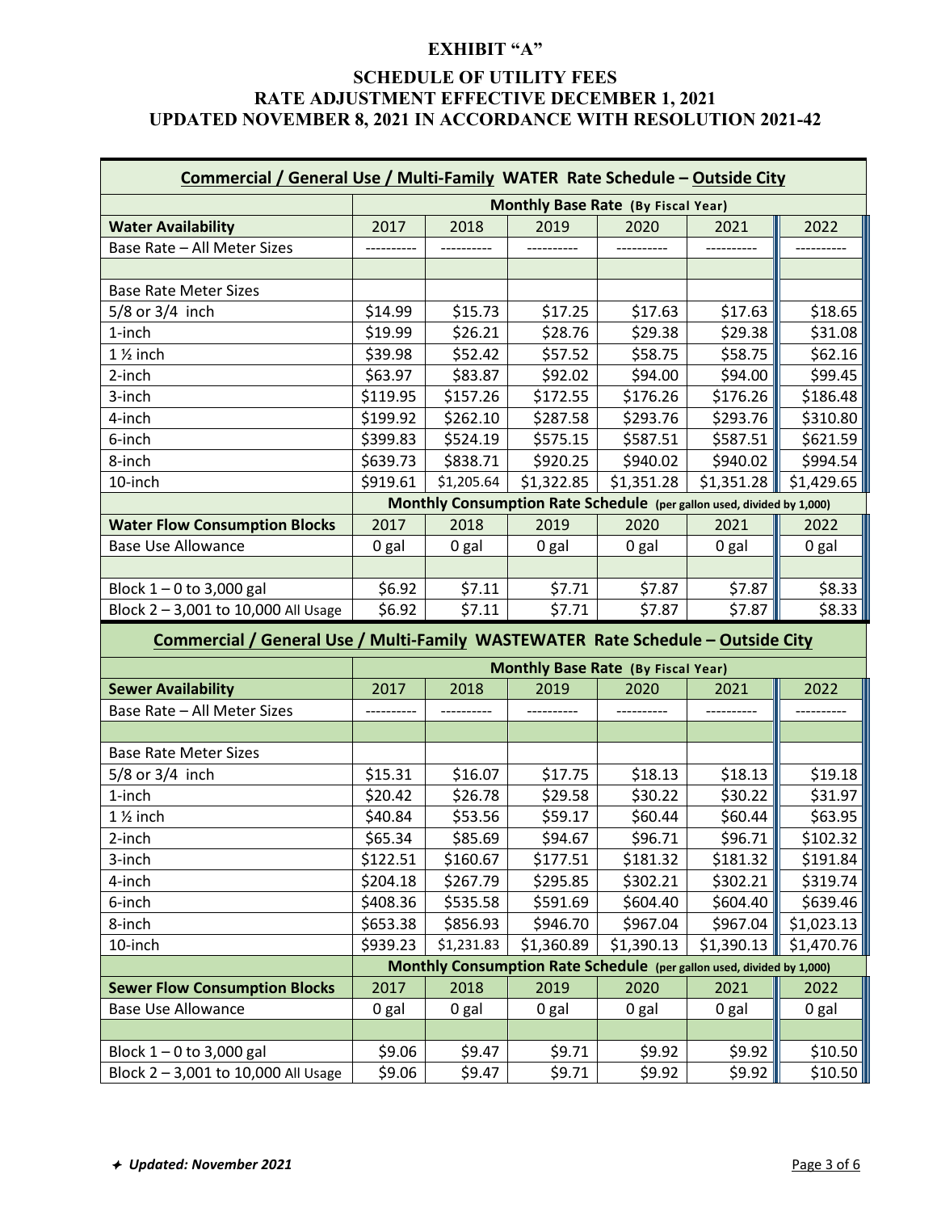# EXHIBIT "A"

## SCHEDULE OF UTILITY FEES
## RATE ADJUSTMENT EFFECTIVE DECEMBER 1, 2021
## UPDATED NOVEMBER 8, 2021 IN ACCORDANCE WITH RESOLUTION 2021-42

**Commercial / General Use / Multi-Family WATER Rate Schedule – Outside City**

| | Monthly Base Rate (By Fiscal Year) | | | | | |
|---|---|---|---|---|---|---|
| **Water Availability** | 2017 | 2018 | 2019 | 2020 | 2021 | 2022 |
| Base Rate – All Meter Sizes | ---------- | ---------- | ---------- | ---------- | ---------- | ---------- |
| | | | | | | |
| Base Rate Meter Sizes | | | | | | |
| 5/8 or 3/4 inch | $14.99 | $15.73 | $17.25 | $17.63 | $17.63 | $18.65 |
| 1-inch | $19.99 | $26.21 | $28.76 | $29.38 | $29.38 | $31.08 |
| 1 ½ inch | $39.98 | $52.42 | $57.52 | $58.75 | $58.75 | $62.16 |
| 2-inch | $63.97 | $83.87 | $92.02 | $94.00 | $94.00 | $99.45 |
| 3-inch | $119.95 | $157.26 | $172.55 | $176.26 | $176.26 | $186.48 |
| 4-inch | $199.92 | $262.10 | $287.58 | $293.76 | $293.76 | $310.80 |
| 6-inch | $399.83 | $524.19 | $575.15 | $587.51 | $587.51 | $621.59 |
| 8-inch | $639.73 | $838.71 | $920.25 | $940.02 | $940.02 | $994.54 |
| 10-inch | $919.61 | $1,205.64 | $1,322.85 | $1,351.28 | $1,351.28 | $1,429.65 |
| | Monthly Consumption Rate Schedule (per gallon used, divided by 1,000) | | | | | |
| **Water Flow Consumption Blocks** | 2017 | 2018 | 2019 | 2020 | 2021 | 2022 |
| Base Use Allowance | 0 gal | 0 gal | 0 gal | 0 gal | 0 gal | 0 gal |
| | | | | | | |
| Block 1 – 0 to 3,000 gal | $6.92 | $7.11 | $7.71 | $7.87 | $7.87 | $8.33 |
| Block 2 – 3,001 to 10,000 All Usage | $6.92 | $7.11 | $7.71 | $7.87 | $7.87 | $8.33 |

**Commercial / General Use / Multi-Family WASTEWATER Rate Schedule – Outside City**

| | Monthly Base Rate (By Fiscal Year) | | | | | |
|---|---|---|---|---|---|---|
| **Sewer Availability** | 2017 | 2018 | 2019 | 2020 | 2021 | 2022 |
| Base Rate – All Meter Sizes | ---------- | ---------- | ---------- | ---------- | ---------- | ---------- |
| | | | | | | |
| Base Rate Meter Sizes | | | | | | |
| 5/8 or 3/4 inch | $15.31 | $16.07 | $17.75 | $18.13 | $18.13 | $19.18 |
| 1-inch | $20.42 | $26.78 | $29.58 | $30.22 | $30.22 | $31.97 |
| 1 ½ inch | $40.84 | $53.56 | $59.17 | $60.44 | $60.44 | $63.95 |
| 2-inch | $65.34 | $85.69 | $94.67 | $96.71 | $96.71 | $102.32 |
| 3-inch | $122.51 | $160.67 | $177.51 | $181.32 | $181.32 | $191.84 |
| 4-inch | $204.18 | $267.79 | $295.85 | $302.21 | $302.21 | $319.74 |
| 6-inch | $408.36 | $535.58 | $591.69 | $604.40 | $604.40 | $639.46 |
| 8-inch | $653.38 | $856.93 | $946.70 | $967.04 | $967.04 | $1,023.13 |
| 10-inch | $939.23 | $1,231.83 | $1,360.89 | $1,390.13 | $1,390.13 | $1,470.76 |
| | Monthly Consumption Rate Schedule (per gallon used, divided by 1,000) | | | | | |
| **Sewer Flow Consumption Blocks** | 2017 | 2018 | 2019 | 2020 | 2021 | 2022 |
| Base Use Allowance | 0 gal | 0 gal | 0 gal | 0 gal | 0 gal | 0 gal |
| | | | | | | |
| Block 1 – 0 to 3,000 gal | $9.06 | $9.47 | $9.71 | $9.92 | $9.92 | $10.50 |
| Block 2 – 3,001 to 10,000 All Usage | $9.06 | $9.47 | $9.71 | $9.92 | $9.92 | $10.50 |

✦ *Updated: November 2021*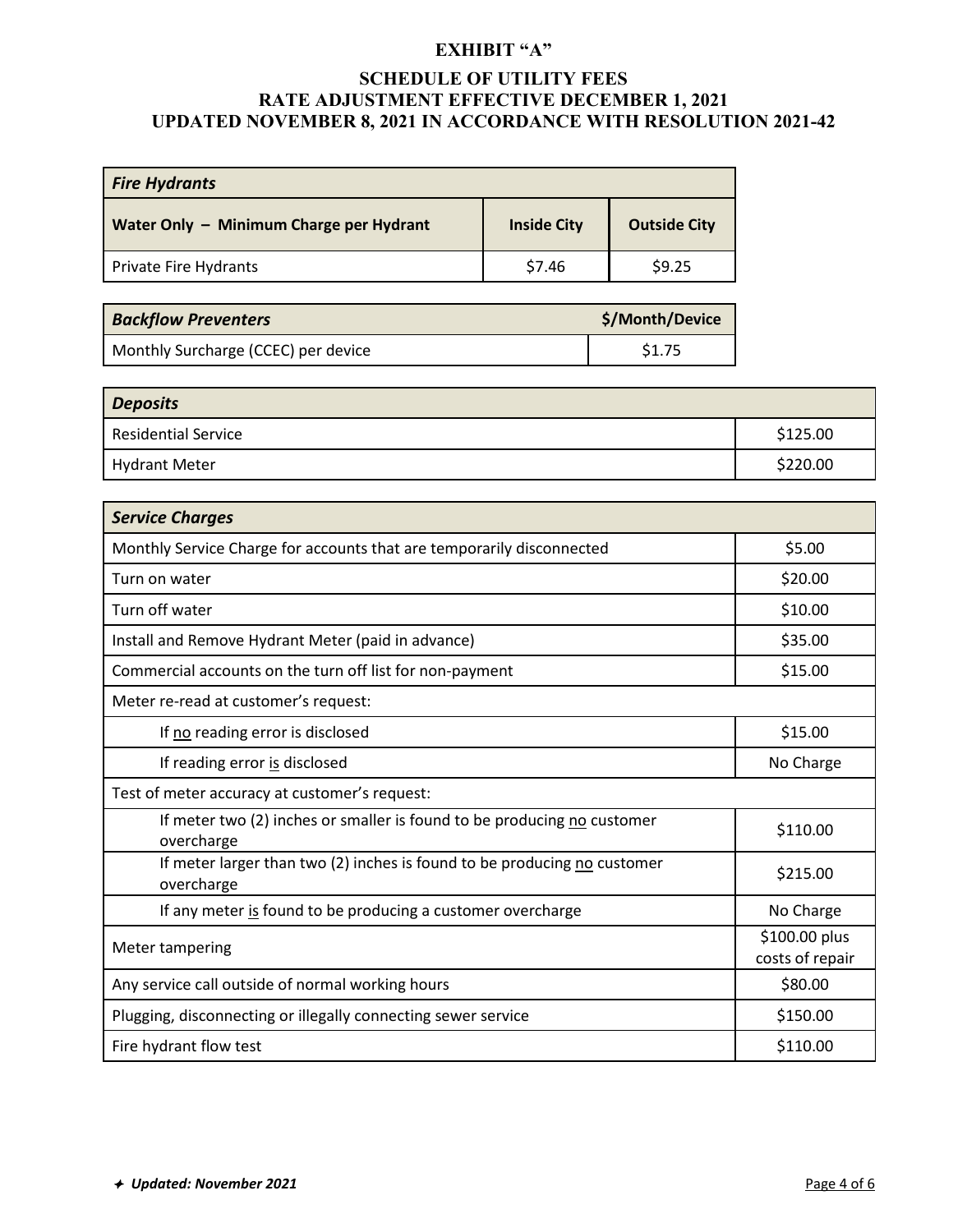# EXHIBIT "A"

## SCHEDULE OF UTILITY FEES
## RATE ADJUSTMENT EFFECTIVE DECEMBER 1, 2021
## UPDATED NOVEMBER 8, 2021 IN ACCORDANCE WITH RESOLUTION 2021-42

| ***Fire Hydrants*** | | |
|---|---|---|
| **Water Only – Minimum Charge per Hydrant** | **Inside City** | **Outside City** |
| Private Fire Hydrants | $7.46 | $9.25 |

| ***Backflow Preventers*** | **$/Month/Device** |
|---|---|
| Monthly Surcharge (CCEC) per device | $1.75 |

| ***Deposits*** | |
|---|---|
| Residential Service | $125.00 |
| Hydrant Meter | $220.00 |

| ***Service Charges*** | |
|---|---|
| Monthly Service Charge for accounts that are temporarily disconnected | $5.00 |
| Turn on water | $20.00 |
| Turn off water | $10.00 |
| Install and Remove Hydrant Meter (paid in advance) | $35.00 |
| Commercial accounts on the turn off list for non-payment | $15.00 |
| Meter re-read at customer's request: | |
| If no reading error is disclosed | $15.00 |
| If reading error is disclosed | No Charge |
| Test of meter accuracy at customer's request: | |
| If meter two (2) inches or smaller is found to be producing no customer overcharge | $110.00 |
| If meter larger than two (2) inches is found to be producing no customer overcharge | $215.00 |
| If any meter is found to be producing a customer overcharge | No Charge |
| Meter tampering | $100.00 plus costs of repair |
| Any service call outside of normal working hours | $80.00 |
| Plugging, disconnecting or illegally connecting sewer service | $150.00 |
| Fire hydrant flow test | $110.00 |

✦ *Updated: November 2021*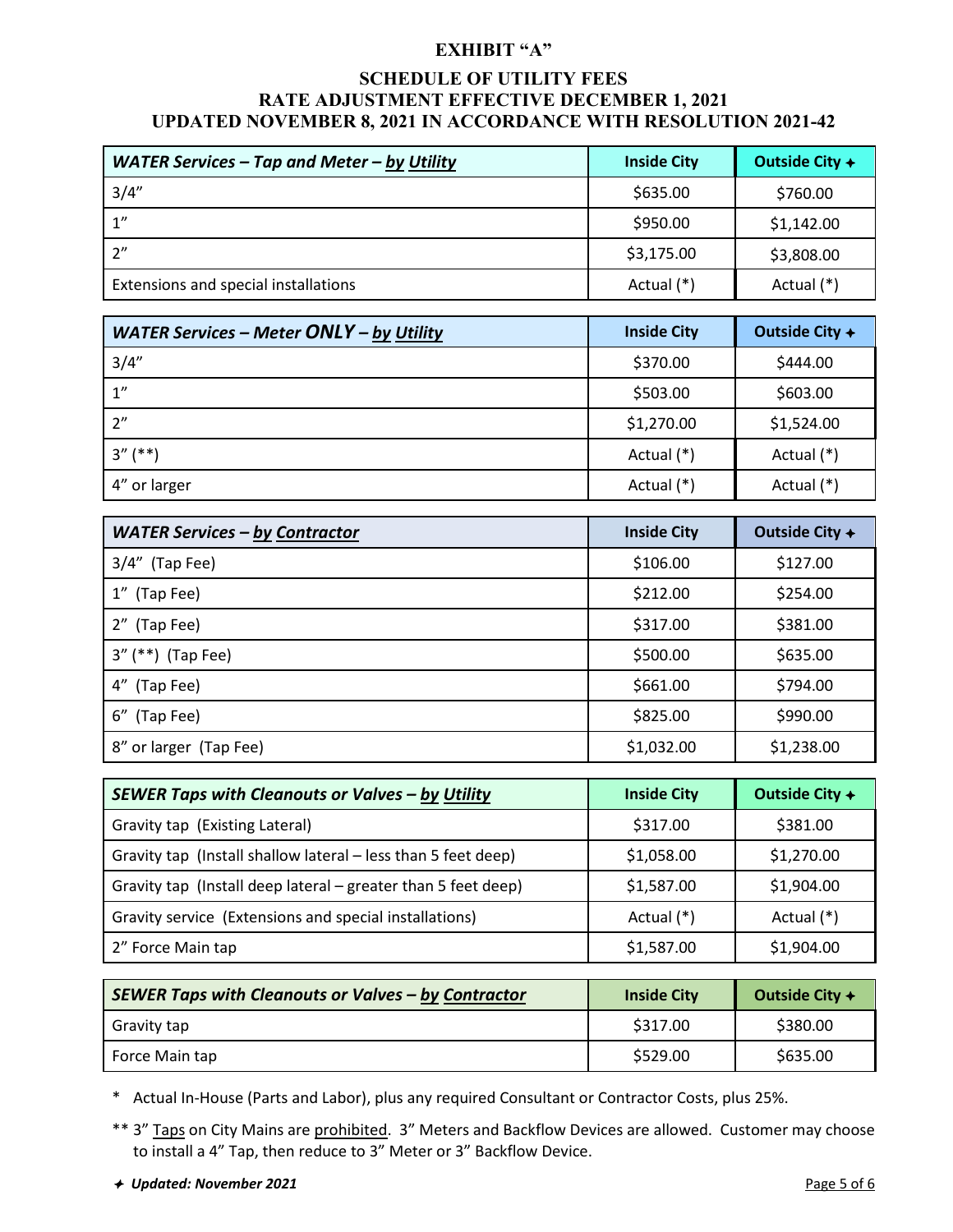# EXHIBIT "A"

## SCHEDULE OF UTILITY FEES
## RATE ADJUSTMENT EFFECTIVE DECEMBER 1, 2021
## UPDATED NOVEMBER 8, 2021 IN ACCORDANCE WITH RESOLUTION 2021-42

| ***WATER Services – Tap and Meter – by Utility*** | **Inside City** | **Outside City ✦** |
|---|---|---|
| 3/4" | $635.00 | $760.00 |
| 1" | $950.00 | $1,142.00 |
| 2" | $3,175.00 | $3,808.00 |
| Extensions and special installations | Actual (*) | Actual (*) |

| ***WATER Services – Meter ONLY – by Utility*** | **Inside City** | **Outside City ✦** |
|---|---|---|
| 3/4" | $370.00 | $444.00 |
| 1" | $503.00 | $603.00 |
| 2" | $1,270.00 | $1,524.00 |
| 3" (**) | Actual (*) | Actual (*) |
| 4" or larger | Actual (*) | Actual (*) |

| ***WATER Services – by Contractor*** | **Inside City** | **Outside City ✦** |
|---|---|---|
| 3/4" (Tap Fee) | $106.00 | $127.00 |
| 1" (Tap Fee) | $212.00 | $254.00 |
| 2" (Tap Fee) | $317.00 | $381.00 |
| 3" (**) (Tap Fee) | $500.00 | $635.00 |
| 4" (Tap Fee) | $661.00 | $794.00 |
| 6" (Tap Fee) | $825.00 | $990.00 |
| 8" or larger (Tap Fee) | $1,032.00 | $1,238.00 |

| ***SEWER Taps with Cleanouts or Valves – by Utility*** | **Inside City** | **Outside City ✦** |
|---|---|---|
| Gravity tap (Existing Lateral) | $317.00 | $381.00 |
| Gravity tap (Install shallow lateral – less than 5 feet deep) | $1,058.00 | $1,270.00 |
| Gravity tap (Install deep lateral – greater than 5 feet deep) | $1,587.00 | $1,904.00 |
| Gravity service (Extensions and special installations) | Actual (*) | Actual (*) |
| 2" Force Main tap | $1,587.00 | $1,904.00 |

| ***SEWER Taps with Cleanouts or Valves – by Contractor*** | **Inside City** | **Outside City ✦** |
|---|---|---|
| Gravity tap | $317.00 | $380.00 |
| Force Main tap | $529.00 | $635.00 |

\* Actual In-House (Parts and Labor), plus any required Consultant or Contractor Costs, plus 25%.

** 3" Taps on City Mains are prohibited. 3" Meters and Backflow Devices are allowed. Customer may choose to install a 4" Tap, then reduce to 3" Meter or 3" Backflow Device.

✦ ***Updated: November 2021***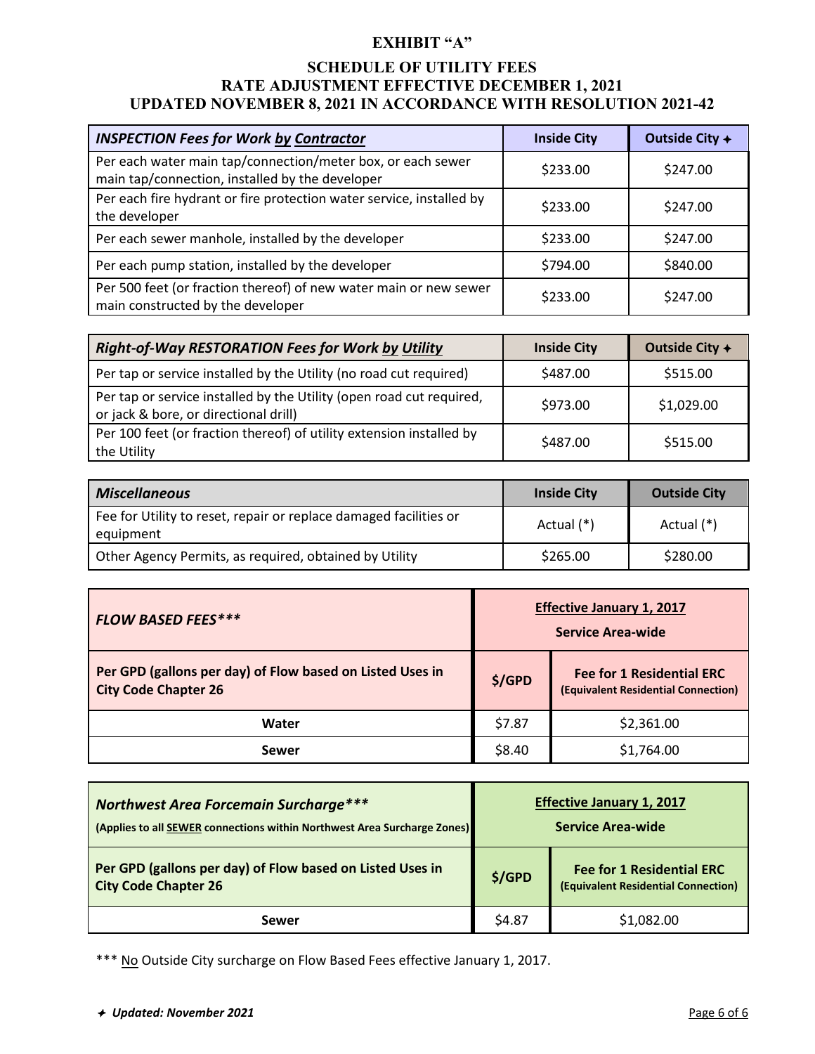**EXHIBIT "A"**

**SCHEDULE OF UTILITY FEES**
**RATE ADJUSTMENT EFFECTIVE DECEMBER 1, 2021**
**UPDATED NOVEMBER 8, 2021 IN ACCORDANCE WITH RESOLUTION 2021-42**

| ***INSPECTION Fees for Work by Contractor*** | **Inside City** | **Outside City ✦** |
|---|---|---|
| Per each water main tap/connection/meter box, or each sewer main tap/connection, installed by the developer | $233.00 | $247.00 |
| Per each fire hydrant or fire protection water service, installed by the developer | $233.00 | $247.00 |
| Per each sewer manhole, installed by the developer | $233.00 | $247.00 |
| Per each pump station, installed by the developer | $794.00 | $840.00 |
| Per 500 feet (or fraction thereof) of new water main or new sewer main constructed by the developer | $233.00 | $247.00 |

| ***Right-of-Way RESTORATION Fees for Work by Utility*** | **Inside City** | **Outside City ✦** |
|---|---|---|
| Per tap or service installed by the Utility (no road cut required) | $487.00 | $515.00 |
| Per tap or service installed by the Utility (open road cut required, or jack & bore, or directional drill) | $973.00 | $1,029.00 |
| Per 100 feet (or fraction thereof) of utility extension installed by the Utility | $487.00 | $515.00 |

| ***Miscellaneous*** | **Inside City** | **Outside City** |
|---|---|---|
| Fee for Utility to reset, repair or replace damaged facilities or equipment | Actual (*) | Actual (*) |
| Other Agency Permits, as required, obtained by Utility | $265.00 | $280.00 |

| ***FLOW BASED FEES**** *** | **Effective January 1, 2017 Service Area-wide** | |
|---|---|---|
| **Per GPD (gallons per day) of Flow based on Listed Uses in City Code Chapter 26** | **$/GPD** | **Fee for 1 Residential ERC (Equivalent Residential Connection)** |
| **Water** | $7.87 | $2,361.00 |
| **Sewer** | $8.40 | $1,764.00 |

| ***Northwest Area Forcemain Surcharge***** ** (Applies to all SEWER connections within Northwest Area Surcharge Zones)** | **Effective January 1, 2017 Service Area-wide** | |
|---|---|---|
| **Per GPD (gallons per day) of Flow based on Listed Uses in City Code Chapter 26** | **$/GPD** | **Fee for 1 Residential ERC (Equivalent Residential Connection)** |
| **Sewer** | $4.87 | $1,082.00 |

*** No Outside City surcharge on Flow Based Fees effective January 1, 2017.

✦ ***Updated: November 2021***